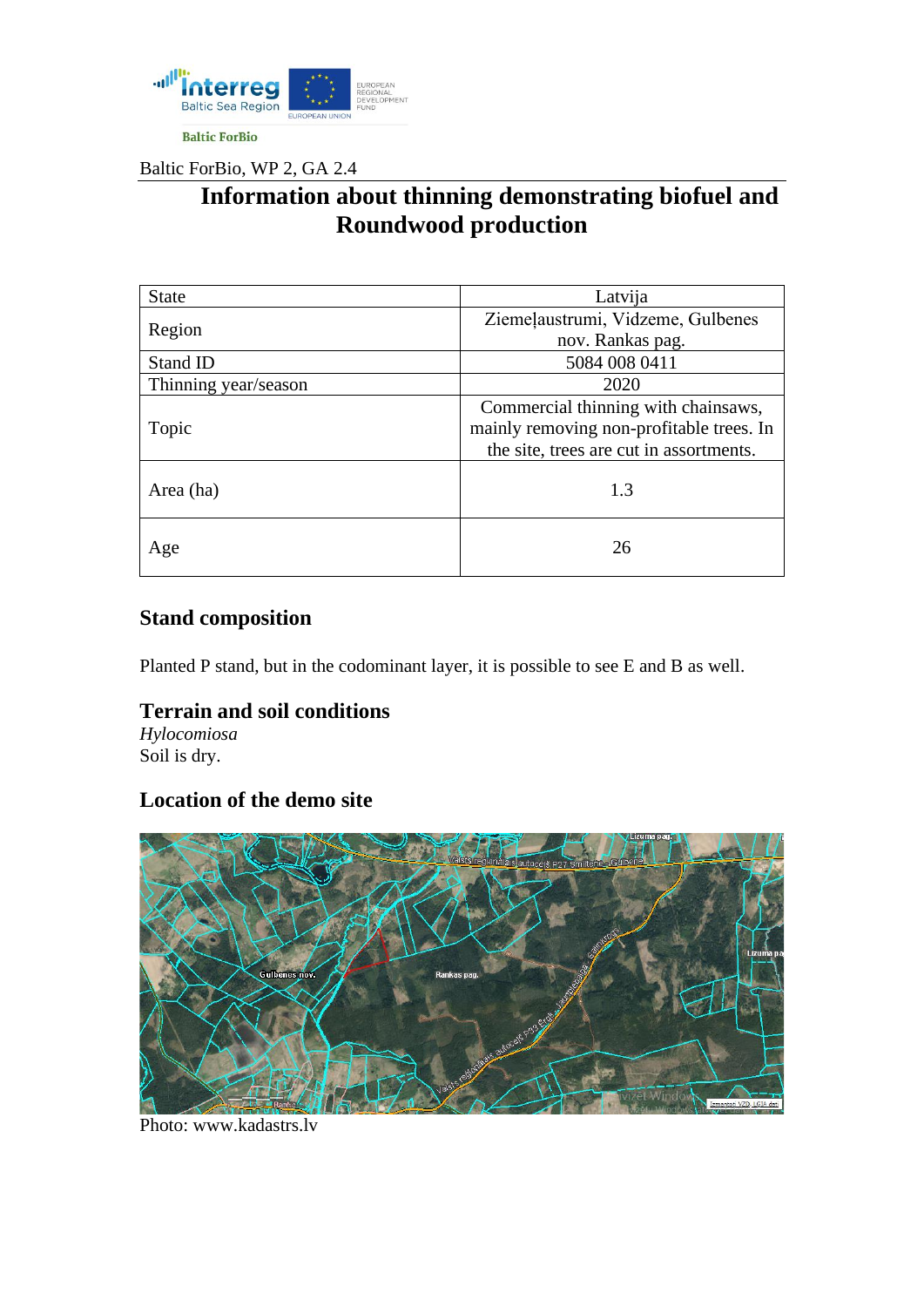Baltic ForBio

Baltic ForBio, WP 2, GA 2.4

# Information about thinning demonstrating biofuel and Roundwood production

| State | Latvija |
|---|---|
| Region | Ziemeļaustrumi, Vidzeme, Gulbenes nov. Rankas pag. |
| Stand ID | 5084 008 0411 |
| Thinning year/season | 2020 |
| Topic | Commercial thinning with chainsaws, mainly removing non-profitable trees. In the site, trees are cut in assortments. |
| Area (ha) | 1.3 |
| Age | 26 |

## Stand composition

Planted P stand, but in the codominant layer, it is possible to see E and B as well.

## Terrain and soil conditions

*Hylocomiosa*

Soil is dry.

## Location of the demo site

Photo: www.kadastrs.lv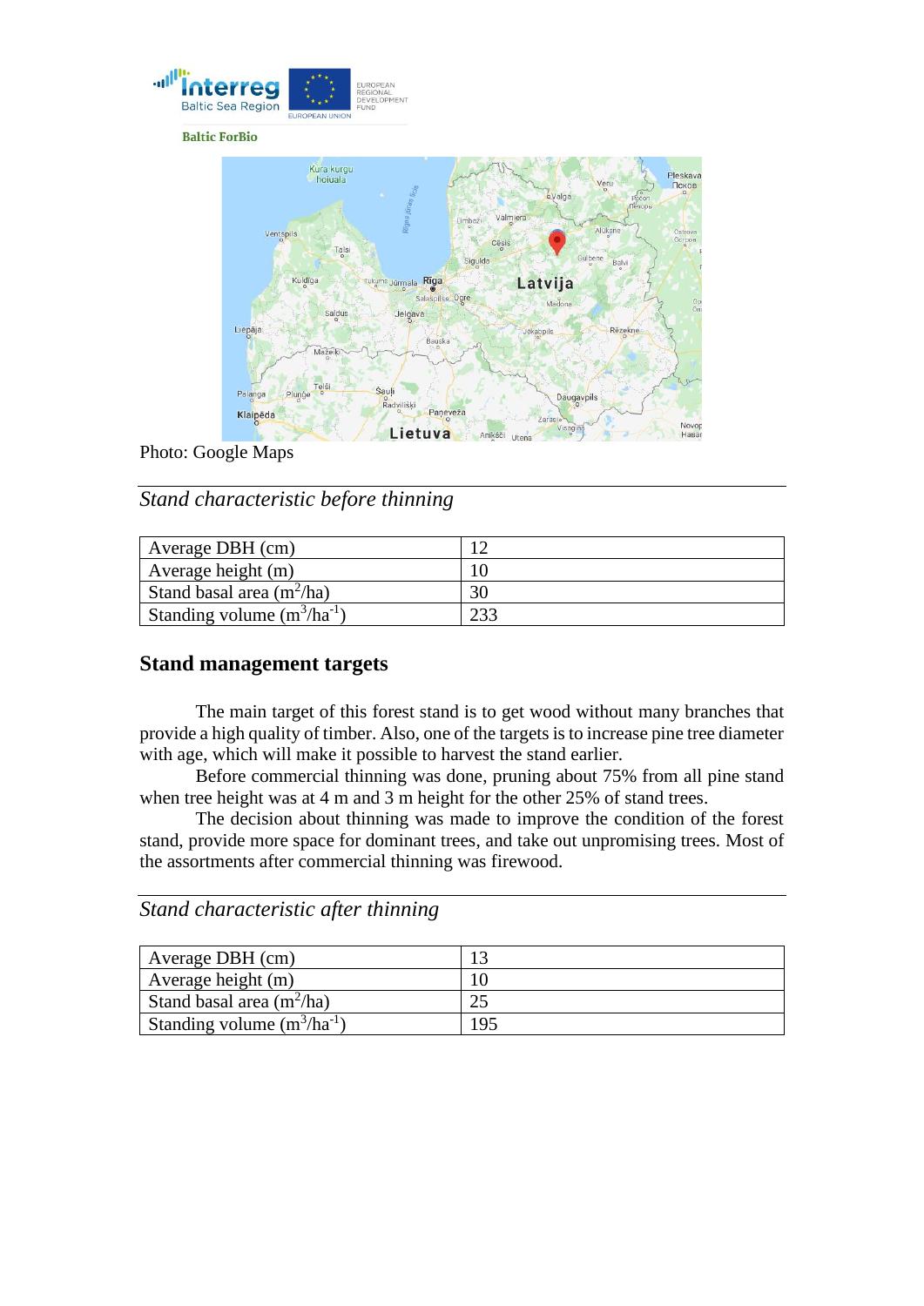Baltic ForBio

Photo: Google Maps

*Stand characteristic before thinning*

| Average DBH (cm) | 12 |
|---|---|
| Average height (m) | 10 |
| Stand basal area ($m^2$/ha) | 30 |
| Standing volume ($m^3$/ha$^{-1}$) | 233 |

## Stand management targets

The main target of this forest stand is to get wood without many branches that provide a high quality of timber. Also, one of the targets is to increase pine tree diameter with age, which will make it possible to harvest the stand earlier.

Before commercial thinning was done, pruning about 75% from all pine stand when tree height was at 4 m and 3 m height for the other 25% of stand trees.

The decision about thinning was made to improve the condition of the forest stand, provide more space for dominant trees, and take out unpromising trees. Most of the assortments after commercial thinning was firewood.

*Stand characteristic after thinning*

| Average DBH (cm) | 13 |
|---|---|
| Average height (m) | 10 |
| Stand basal area ($m^2$/ha) | 25 |
| Standing volume ($m^3$/ha$^{-1}$) | 195 |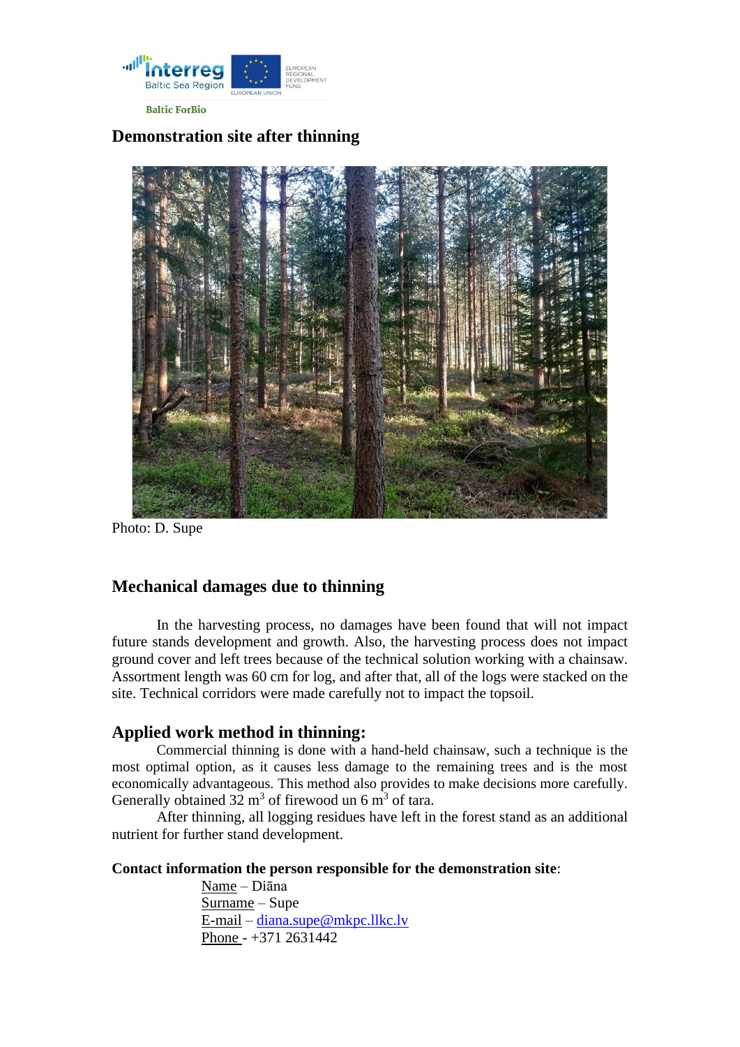Baltic ForBio

## Demonstration site after thinning

Photo: D. Supe

## Mechanical damages due to thinning

In the harvesting process, no damages have been found that will not impact future stands development and growth. Also, the harvesting process does not impact ground cover and left trees because of the technical solution working with a chainsaw. Assortment length was 60 cm for log, and after that, all of the logs were stacked on the site. Technical corridors were made carefully not to impact the topsoil.

## Applied work method in thinning:

Commercial thinning is done with a hand-held chainsaw, such a technique is the most optimal option, as it causes less damage to the remaining trees and is the most economically advantageous. This method also provides to make decisions more carefully. Generally obtained 32 $m^3$ of firewood un 6 $m^3$ of tara.

After thinning, all logging residues have left in the forest stand as an additional nutrient for further stand development.

**Contact information the person responsible for the demonstration site**:

Name – Diāna
Surname – Supe
E-mail – diana.supe@mkpc.llkc.lv
Phone - +371 2631442